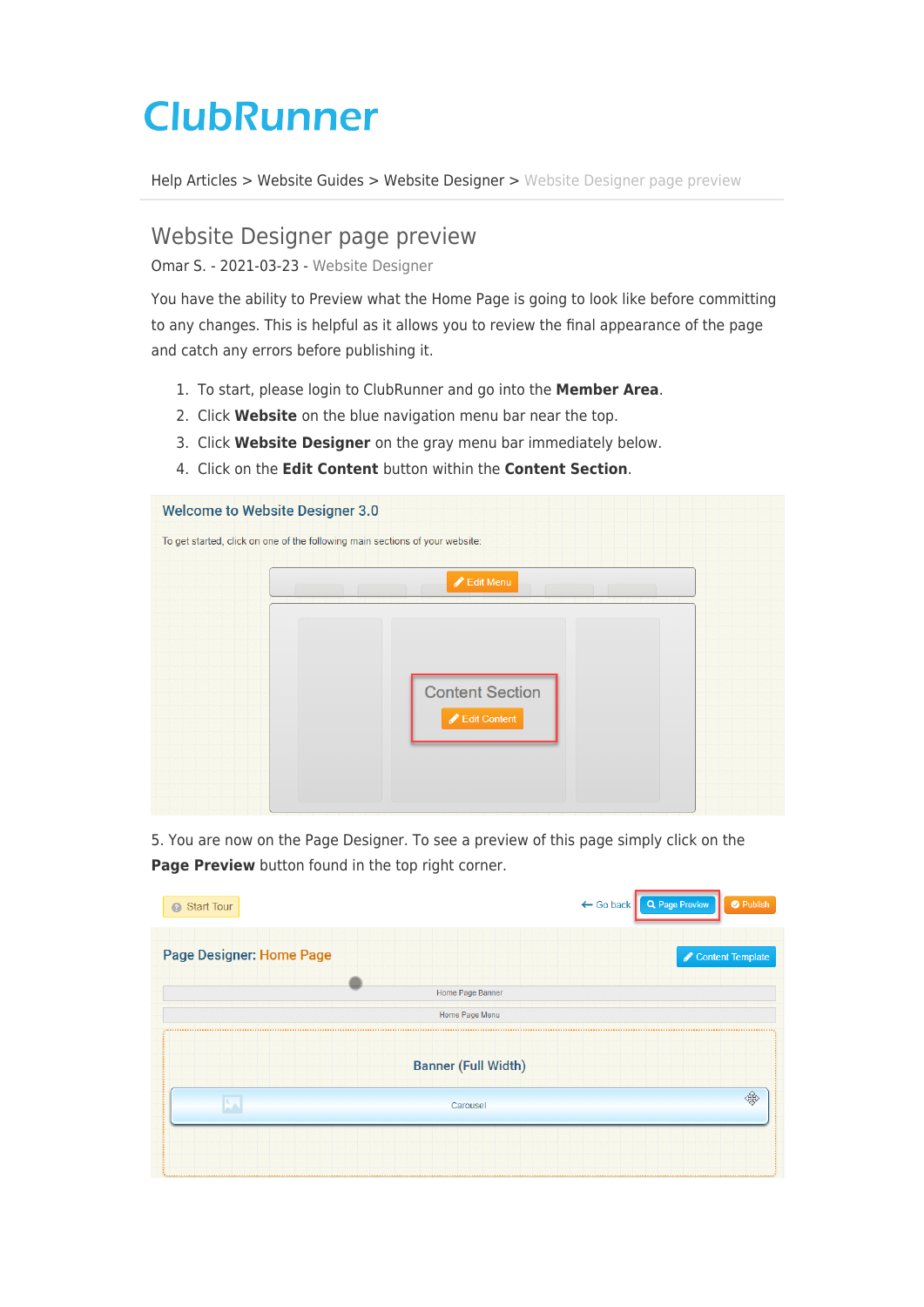# ClubRunner

Help Articles > Website Guides > Website Designer > Website Designer page preview

## Website Designer page preview

Omar S. - 2021-03-23 - Website Designer

You have the ability to Preview what the Home Page is going to look like before committing to any changes. This is helpful as it allows you to review the final appearance of the page and catch any errors before publishing it.

1. To start, please login to ClubRunner and go into the **Member Area**.
2. Click **Website** on the blue navigation menu bar near the top.
3. Click **Website Designer** on the gray menu bar immediately below.
4. Click on the **Edit Content** button within the **Content Section**.

5. You are now on the Page Designer. To see a preview of this page simply click on the **Page Preview** button found in the top right corner.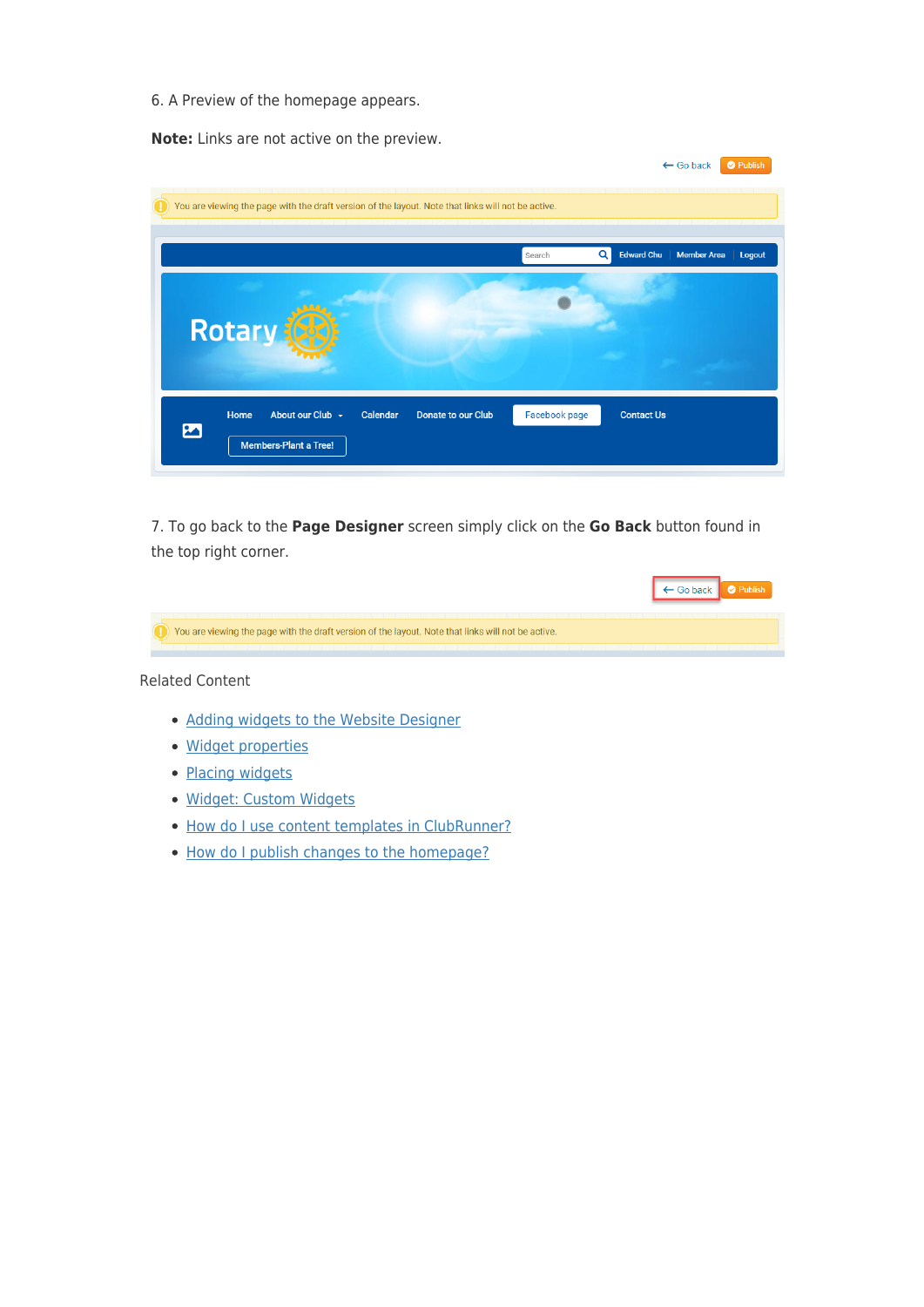6. A Preview of the homepage appears.

**Note:** Links are not active on the preview.

7. To go back to the **Page Designer** screen simply click on the **Go Back** button found in the top right corner.

Related Content

- Adding widgets to the Website Designer
- Widget properties
- Placing widgets
- Widget: Custom Widgets
- How do I use content templates in ClubRunner?
- How do I publish changes to the homepage?